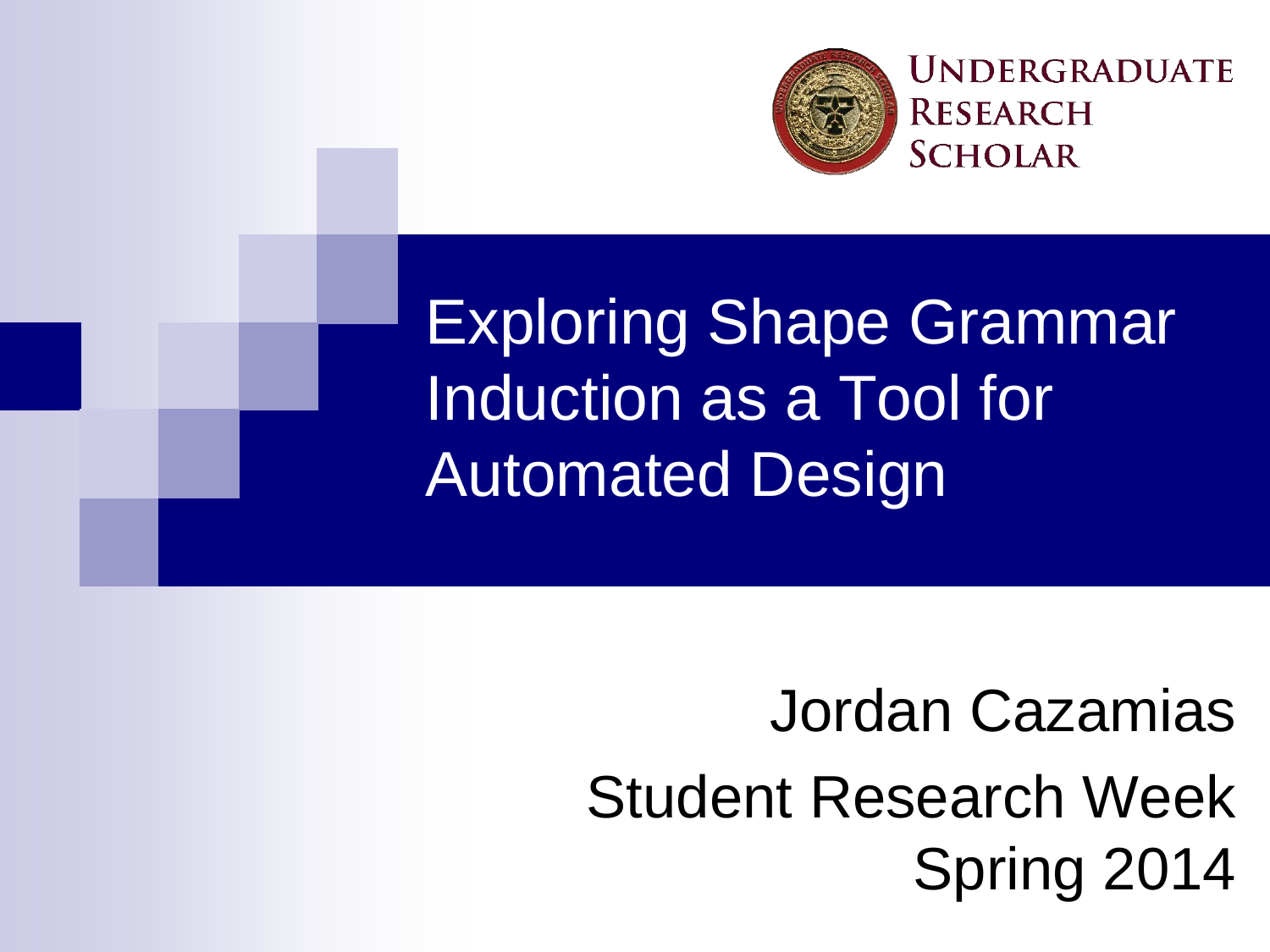UNDERGRADUATE RESEARCH SCHOLAR

# Exploring Shape Grammar Induction as a Tool for Automated Design

Jordan Cazamias

Student Research Week

Spring 2014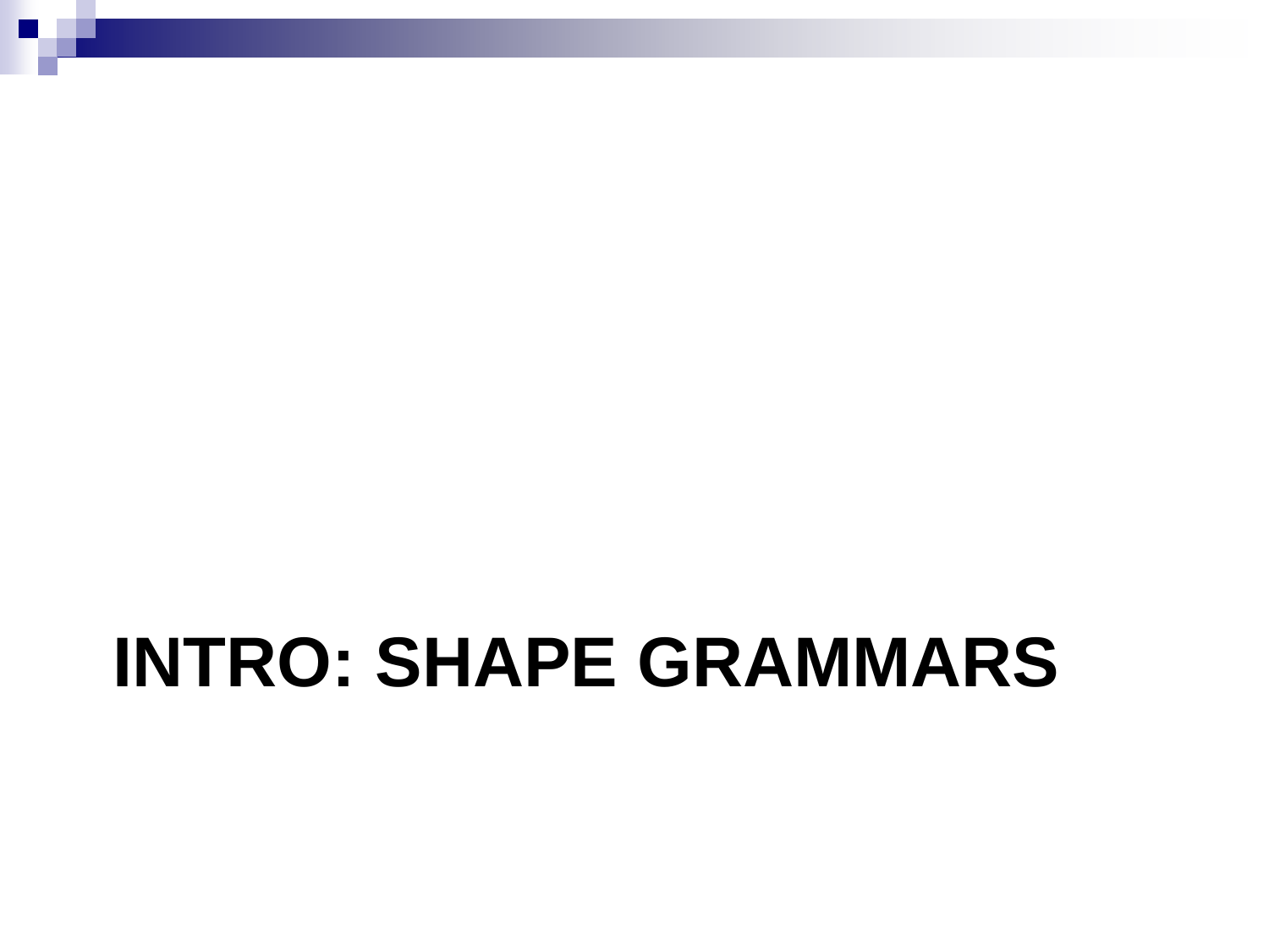# INTRO: SHAPE GRAMMARS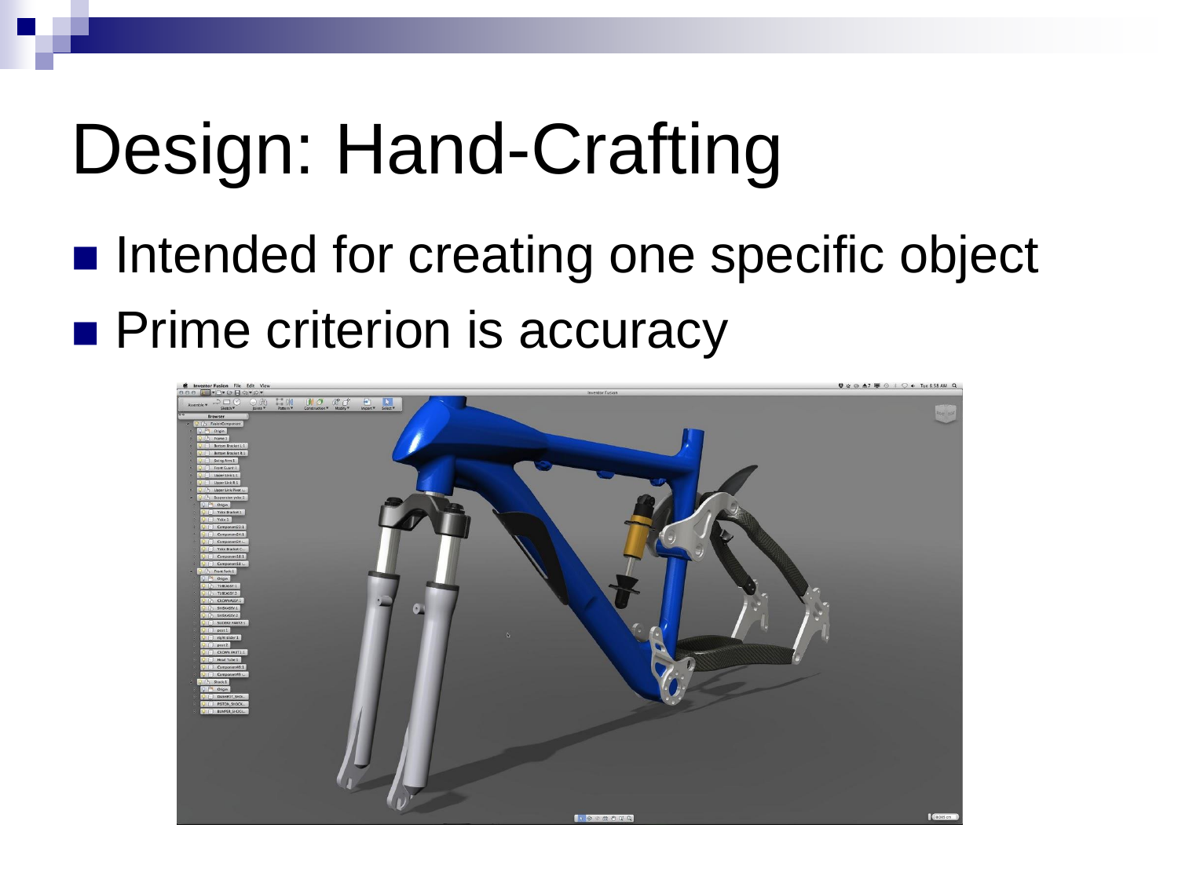# Design: Hand-Crafting

- Intended for creating one specific object
- Prime criterion is accuracy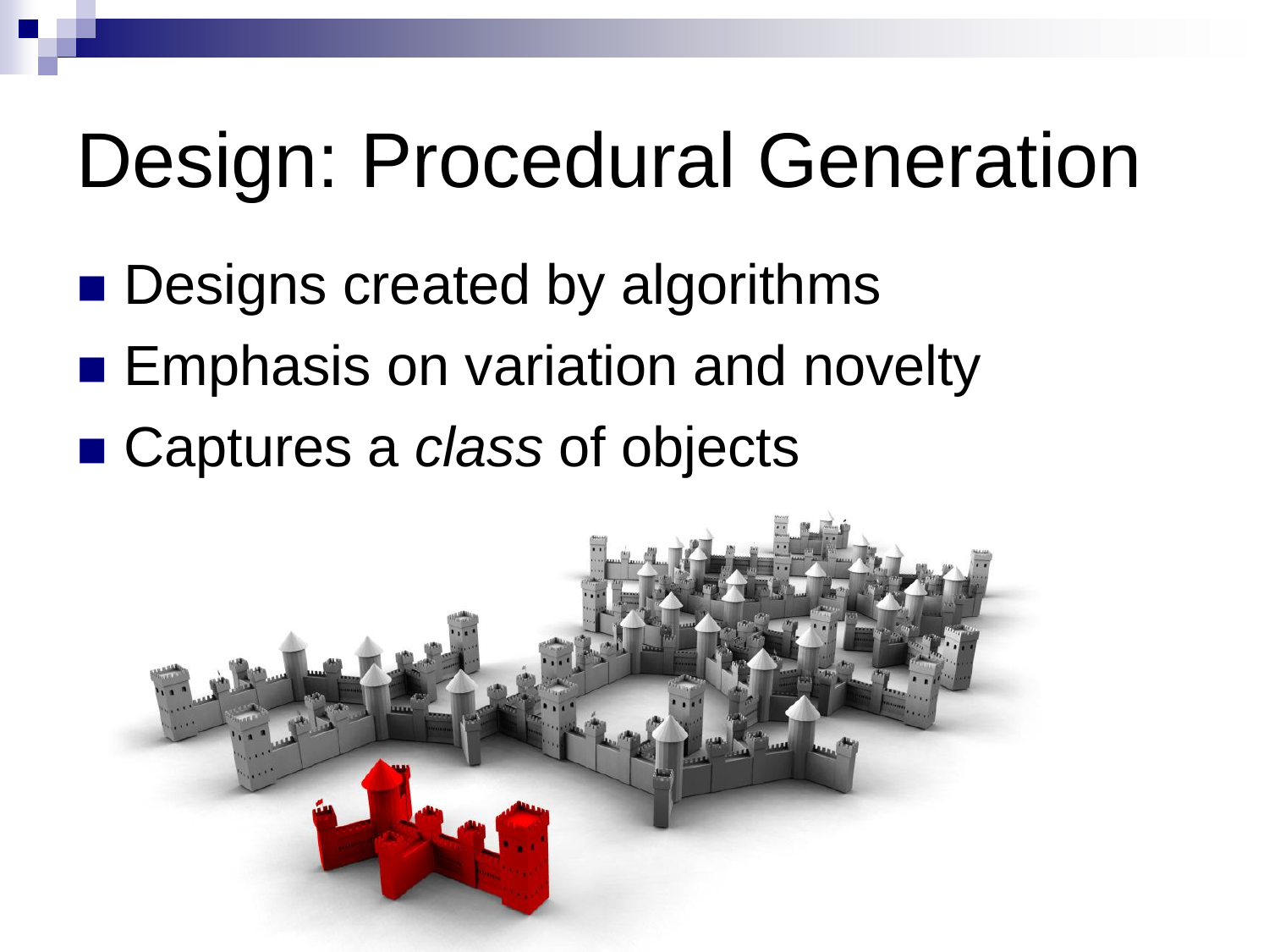# Design: Procedural Generation

- Designs created by algorithms
- Emphasis on variation and novelty
- Captures a *class* of objects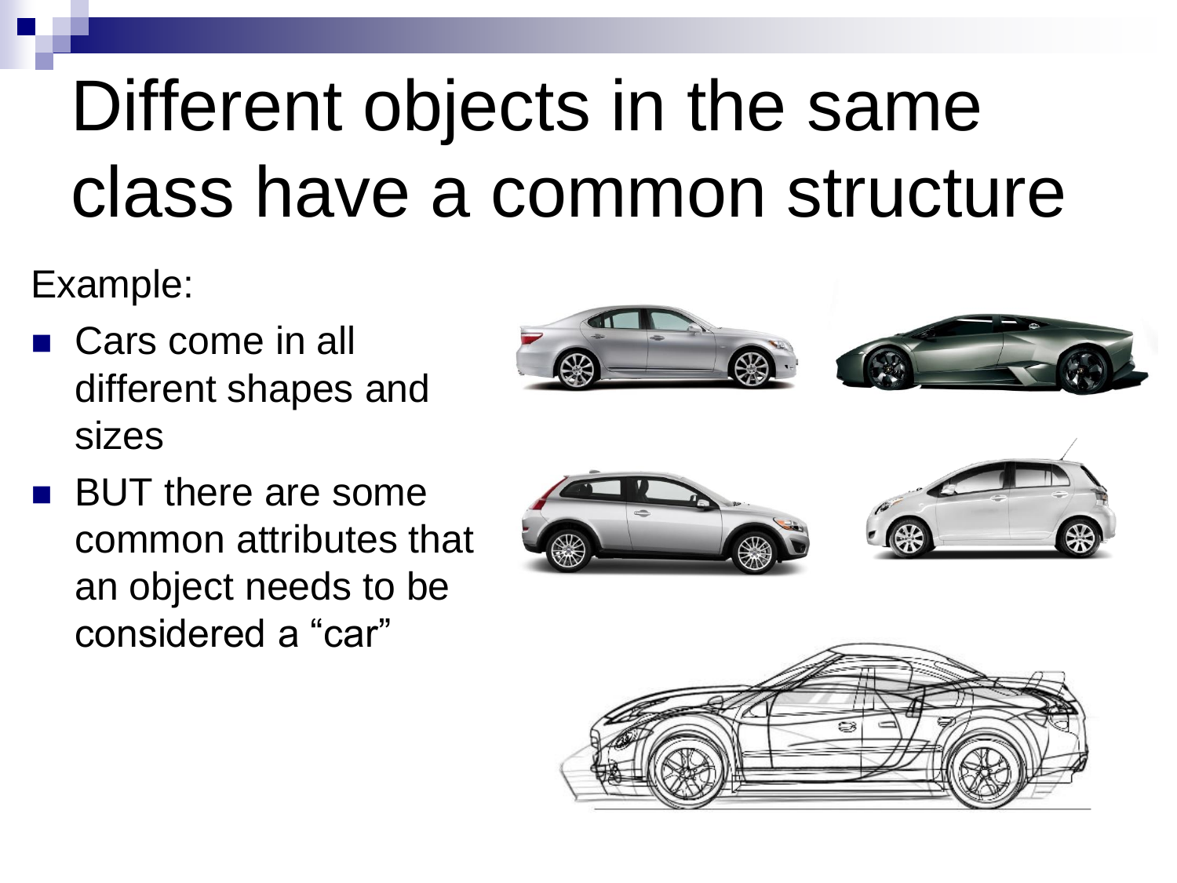# Different objects in the same class have a common structure

Example:

- Cars come in all different shapes and sizes
- BUT there are some common attributes that an object needs to be considered a "car"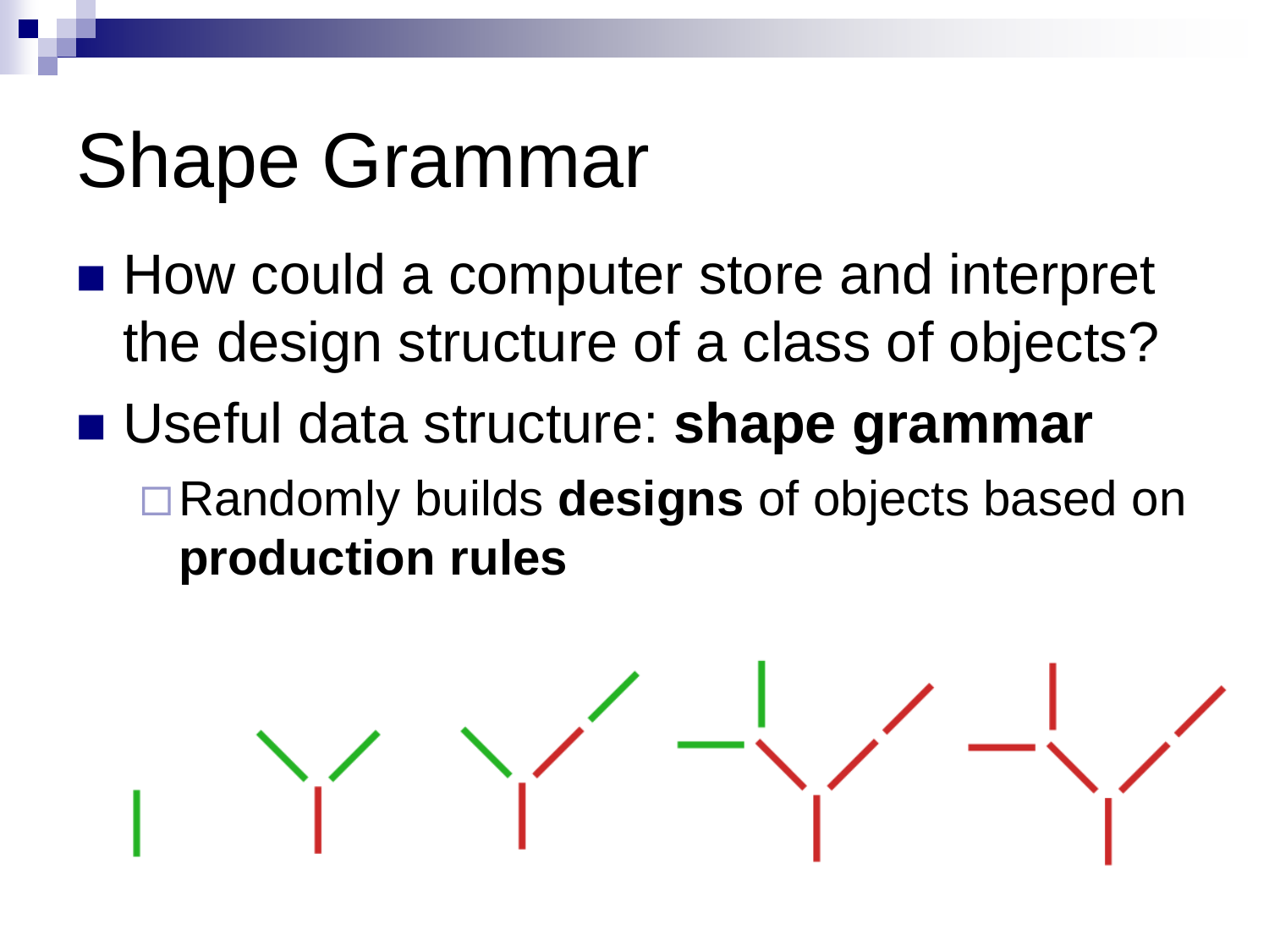# Shape Grammar

- How could a computer store and interpret the design structure of a class of objects?
- Useful data structure: **shape grammar**
  - Randomly builds **designs** of objects based on **production rules**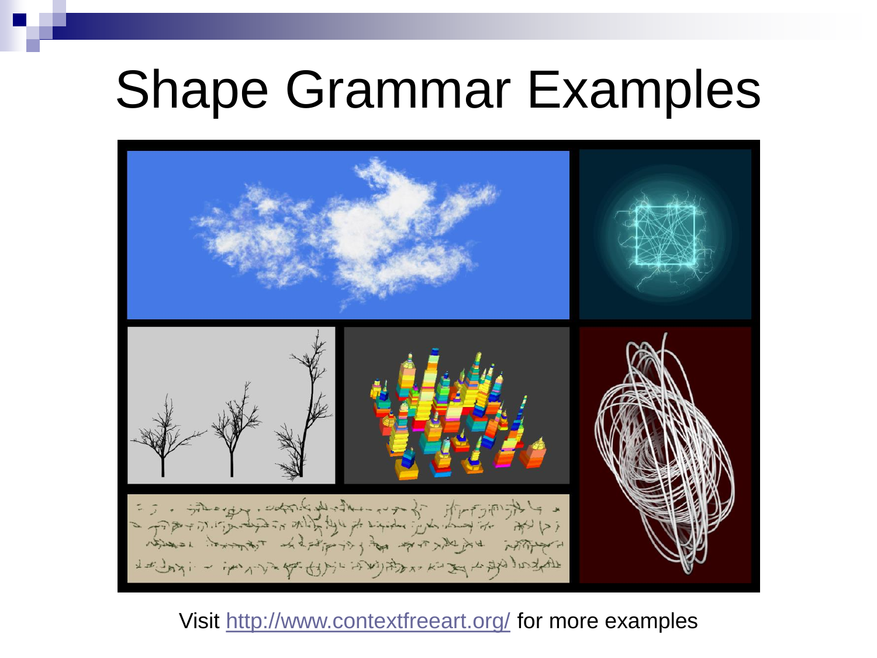# Shape Grammar Examples

Visit http://www.contextfreeart.org/ for more examples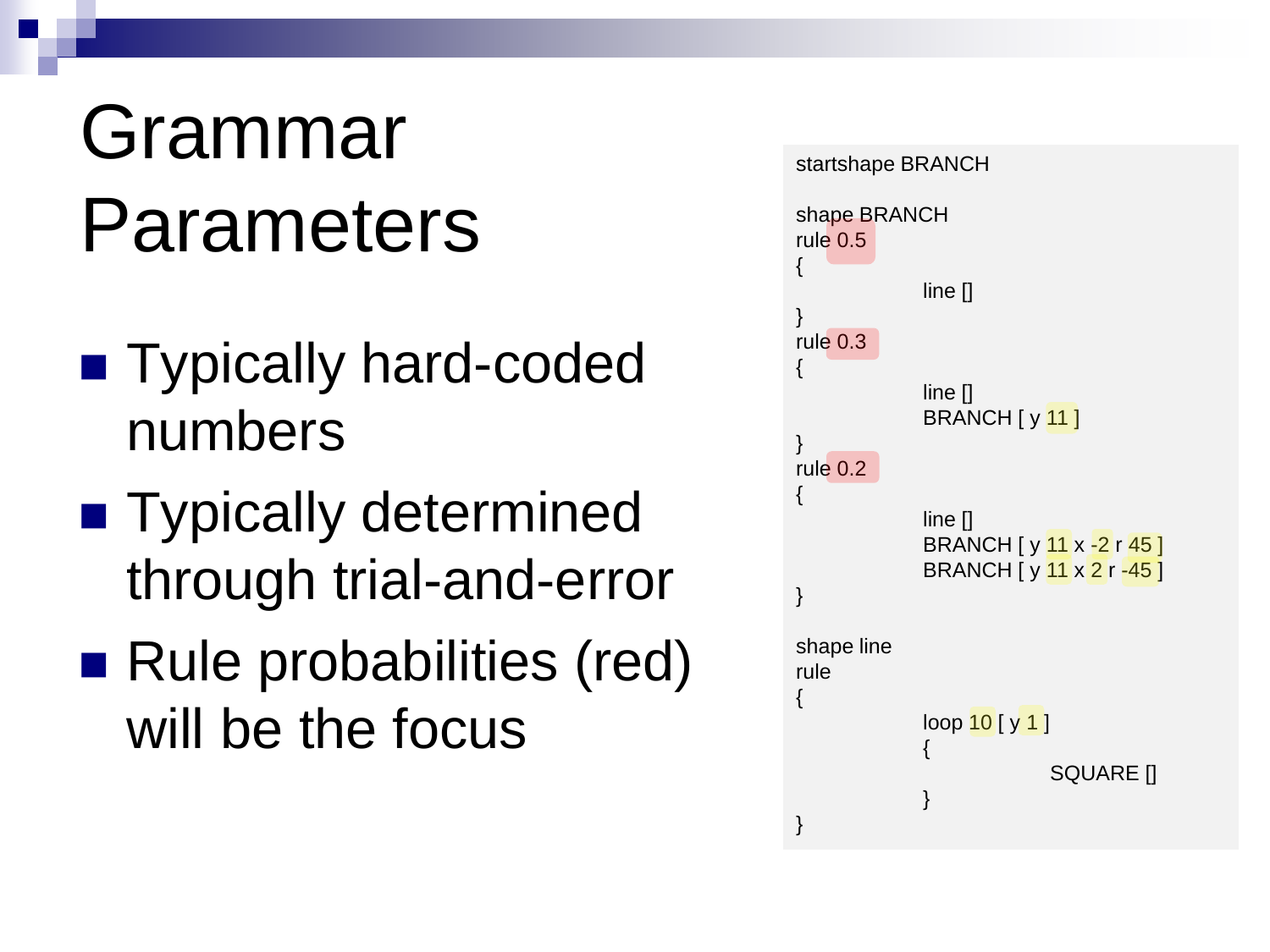# Grammar Parameters

- Typically hard-coded numbers
- Typically determined through trial-and-error
- Rule probabilities (red) will be the focus

```
startshape BRANCH

shape BRANCH
rule 0.5
{
        line []
}
rule 0.3
{
        line []
        BRANCH [ y 11 ]
}
rule 0.2
{
        line []
        BRANCH [ y 11 x -2 r 45 ]
        BRANCH [ y 11 x 2 r -45 ]
}

shape line
rule
{
        loop 10 [ y 1 ]
        {
                SQUARE []
        }
}
```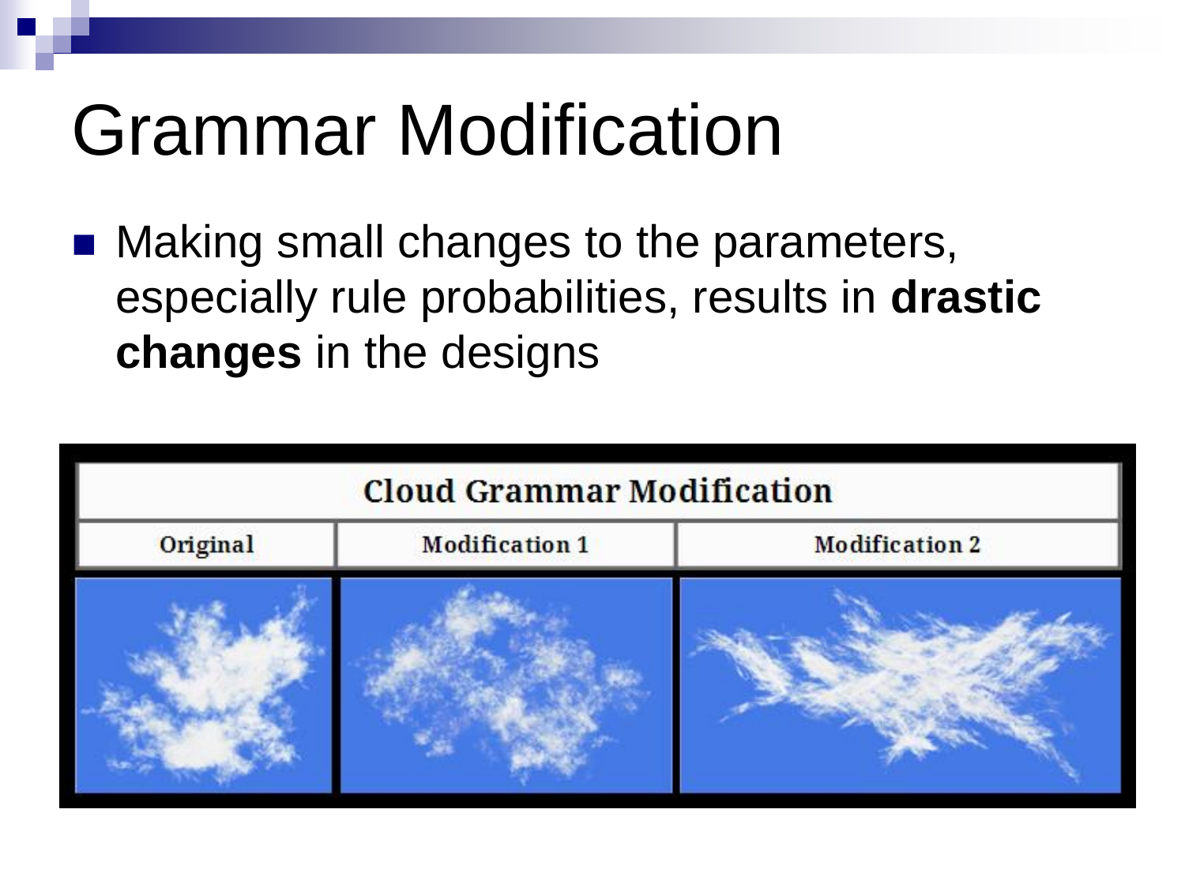# Grammar Modification

- Making small changes to the parameters, especially rule probabilities, results in **drastic changes** in the designs

| Cloud Grammar Modification | | |
|---|---|---|
| Original | Modification 1 | Modification 2 |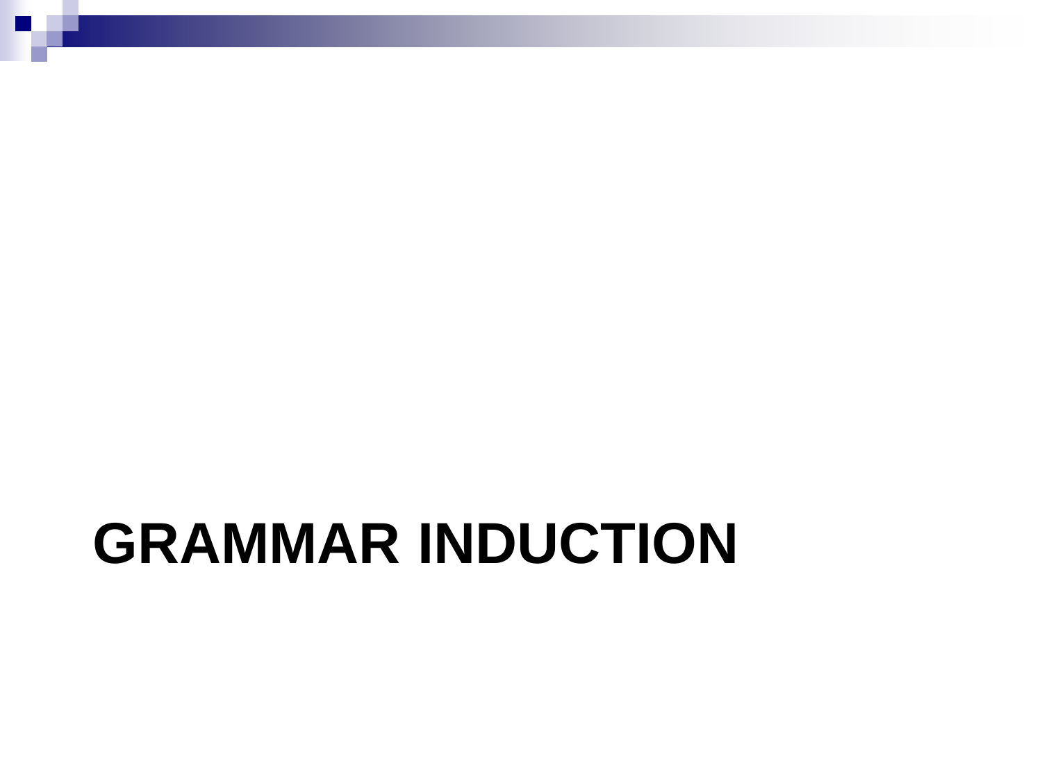# GRAMMAR INDUCTION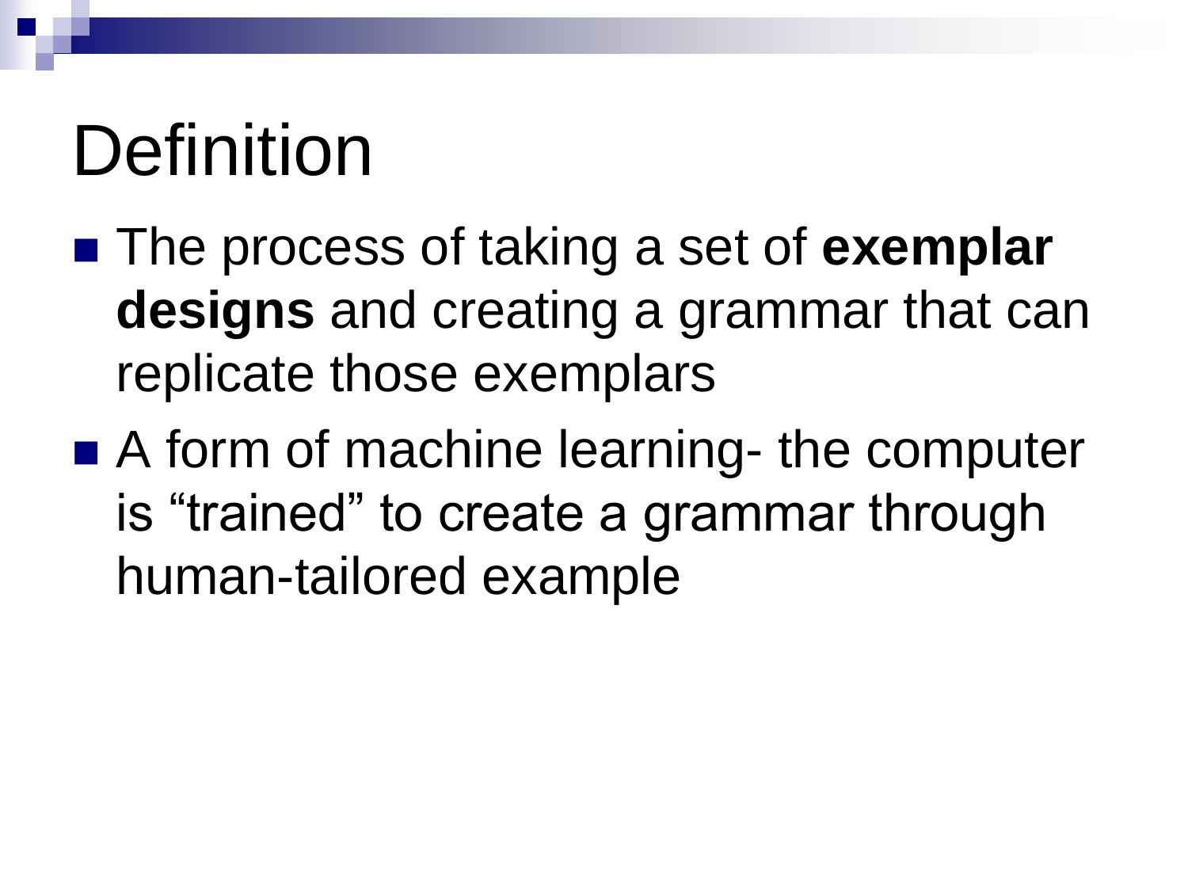# Definition

- The process of taking a set of **exemplar designs** and creating a grammar that can replicate those exemplars
- A form of machine learning- the computer is “trained” to create a grammar through human-tailored example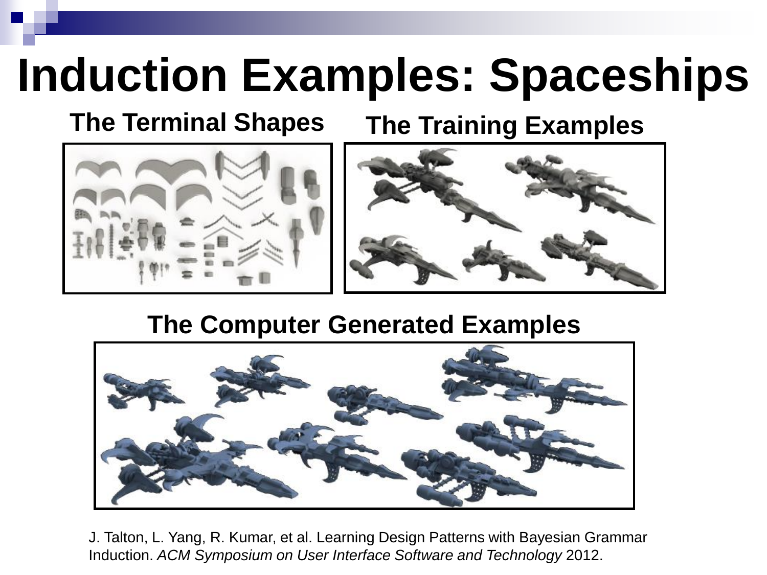# Induction Examples: Spaceships

**The Terminal Shapes**

**The Training Examples**

**The Computer Generated Examples**

J. Talton, L. Yang, R. Kumar, et al. Learning Design Patterns with Bayesian Grammar Induction. *ACM Symposium on User Interface Software and Technology* 2012.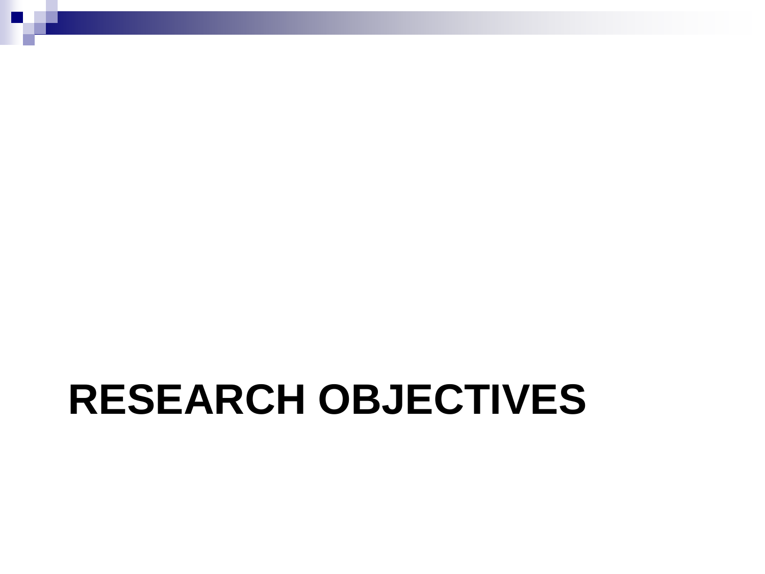# RESEARCH OBJECTIVES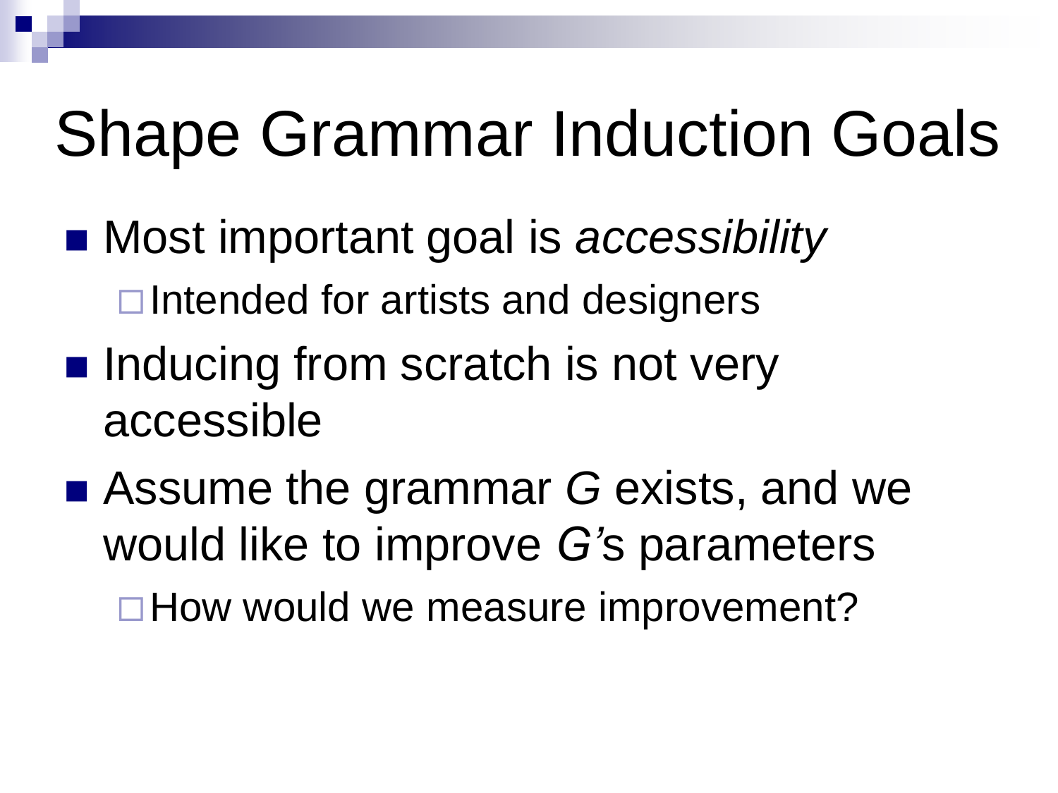# Shape Grammar Induction Goals

- Most important goal is *accessibility*
  - Intended for artists and designers
- Inducing from scratch is not very accessible
- Assume the grammar $G$ exists, and we would like to improve $G$'s parameters
  - How would we measure improvement?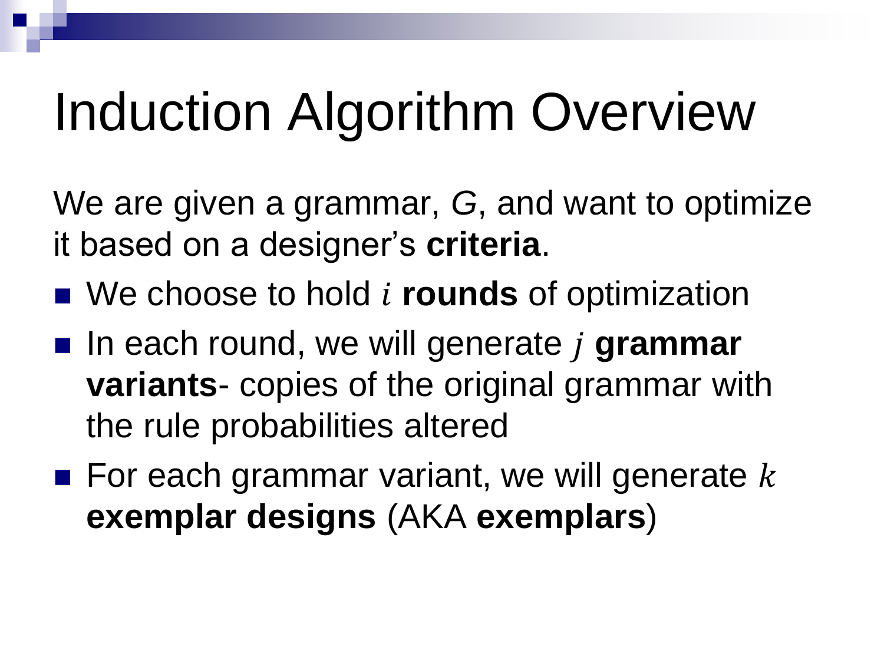# Induction Algorithm Overview

We are given a grammar, *G*, and want to optimize it based on a designer's **criteria**.

- We choose to hold $i$ **rounds** of optimization
- In each round, we will generate $j$ **grammar variants**- copies of the original grammar with the rule probabilities altered
- For each grammar variant, we will generate $k$ **exemplar designs** (AKA **exemplars**)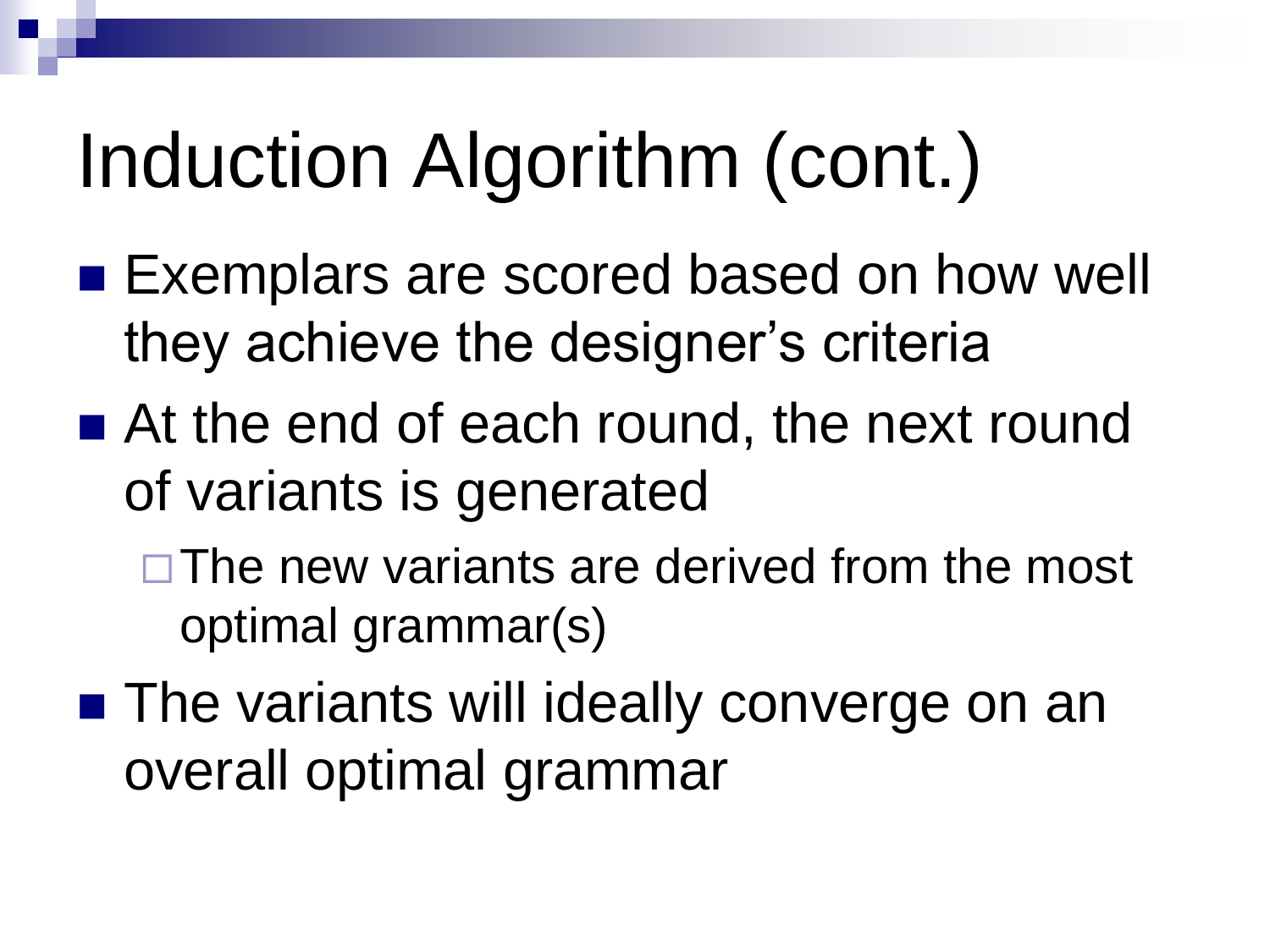# Induction Algorithm (cont.)

- Exemplars are scored based on how well they achieve the designer's criteria
- At the end of each round, the next round of variants is generated
  - The new variants are derived from the most optimal grammar(s)
- The variants will ideally converge on an overall optimal grammar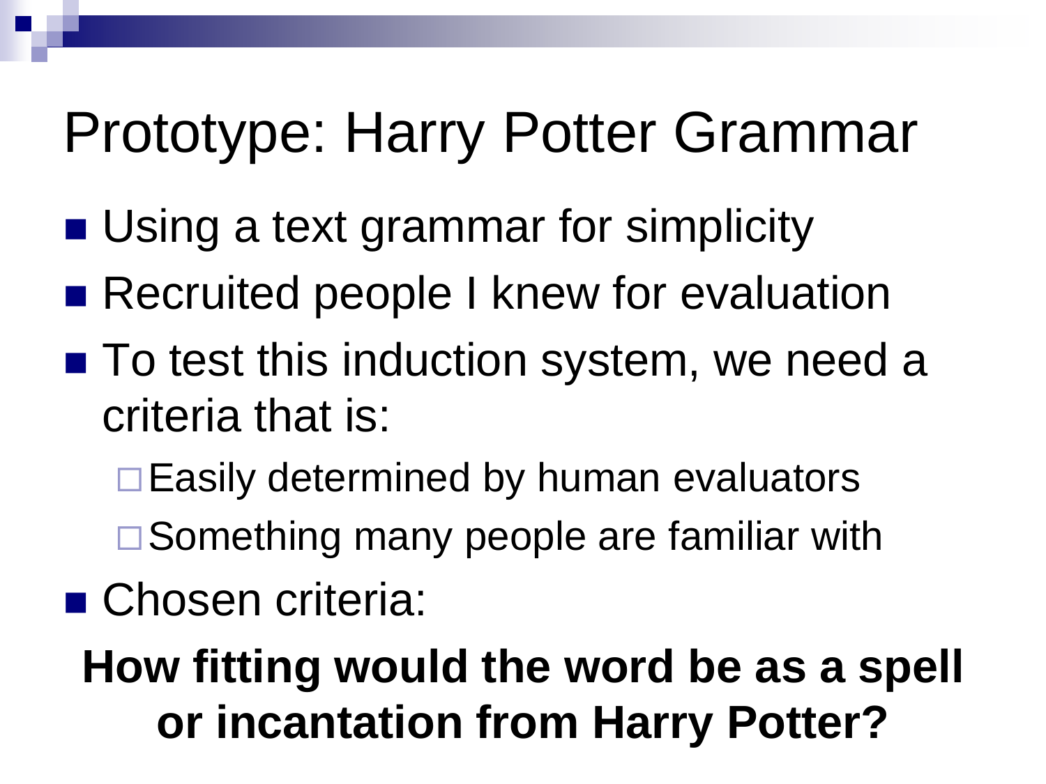# Prototype: Harry Potter Grammar

- Using a text grammar for simplicity
- Recruited people I knew for evaluation
- To test this induction system, we need a criteria that is:
  - Easily determined by human evaluators
  - Something many people are familiar with
- Chosen criteria:

**How fitting would the word be as a spell or incantation from Harry Potter?**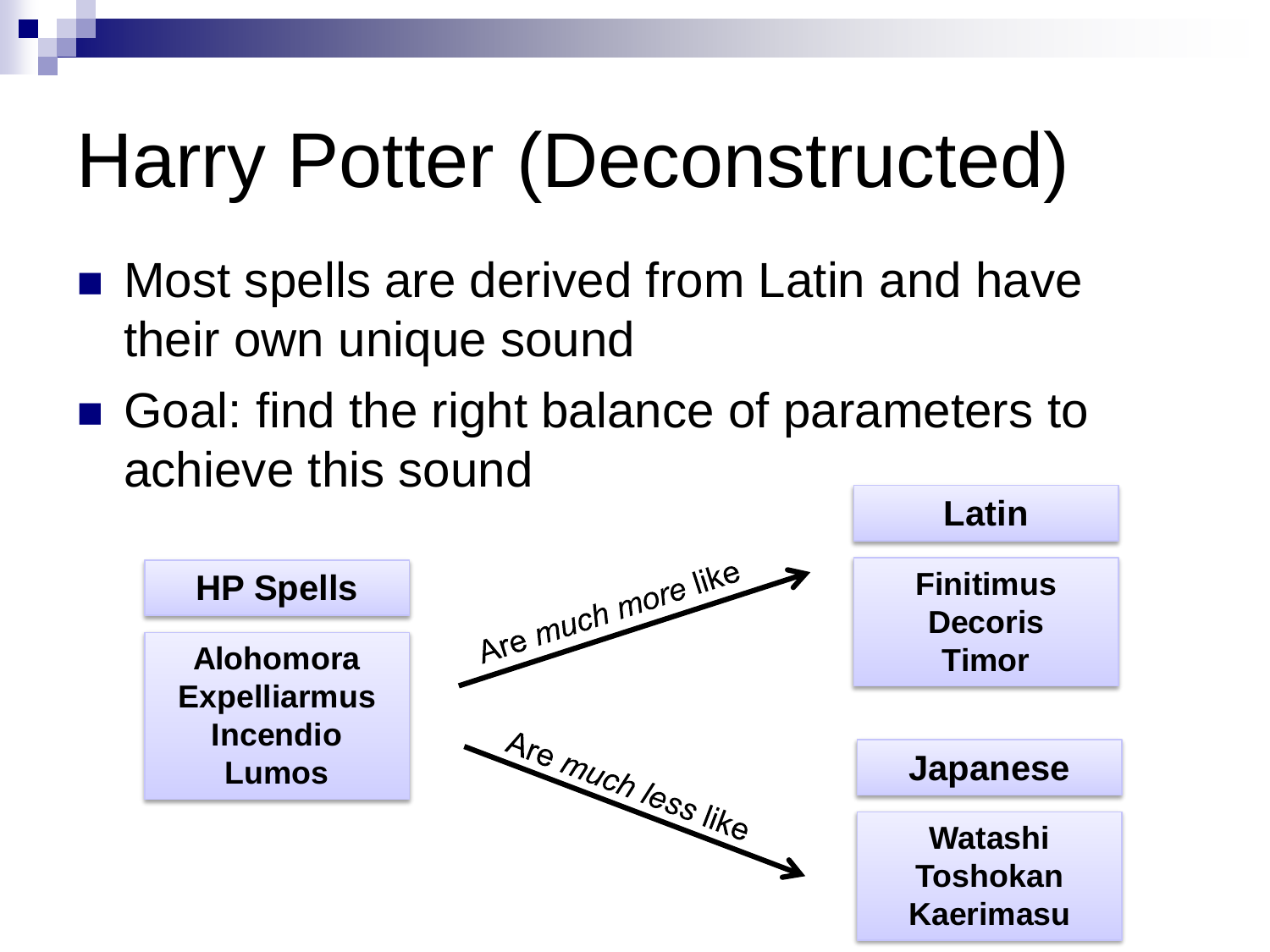# Harry Potter (Deconstructed)

- Most spells are derived from Latin and have their own unique sound
- Goal: find the right balance of parameters to achieve this sound

**HP Spells**

**Alohomora**
**Expelliarmus**
**Incendio**
**Lumos**

Are much more like →

**Latin**

**Finitimus**
**Decoris**
**Timor**

Are much less like →

**Japanese**

**Watashi**
**Toshokan**
**Kaerimasu**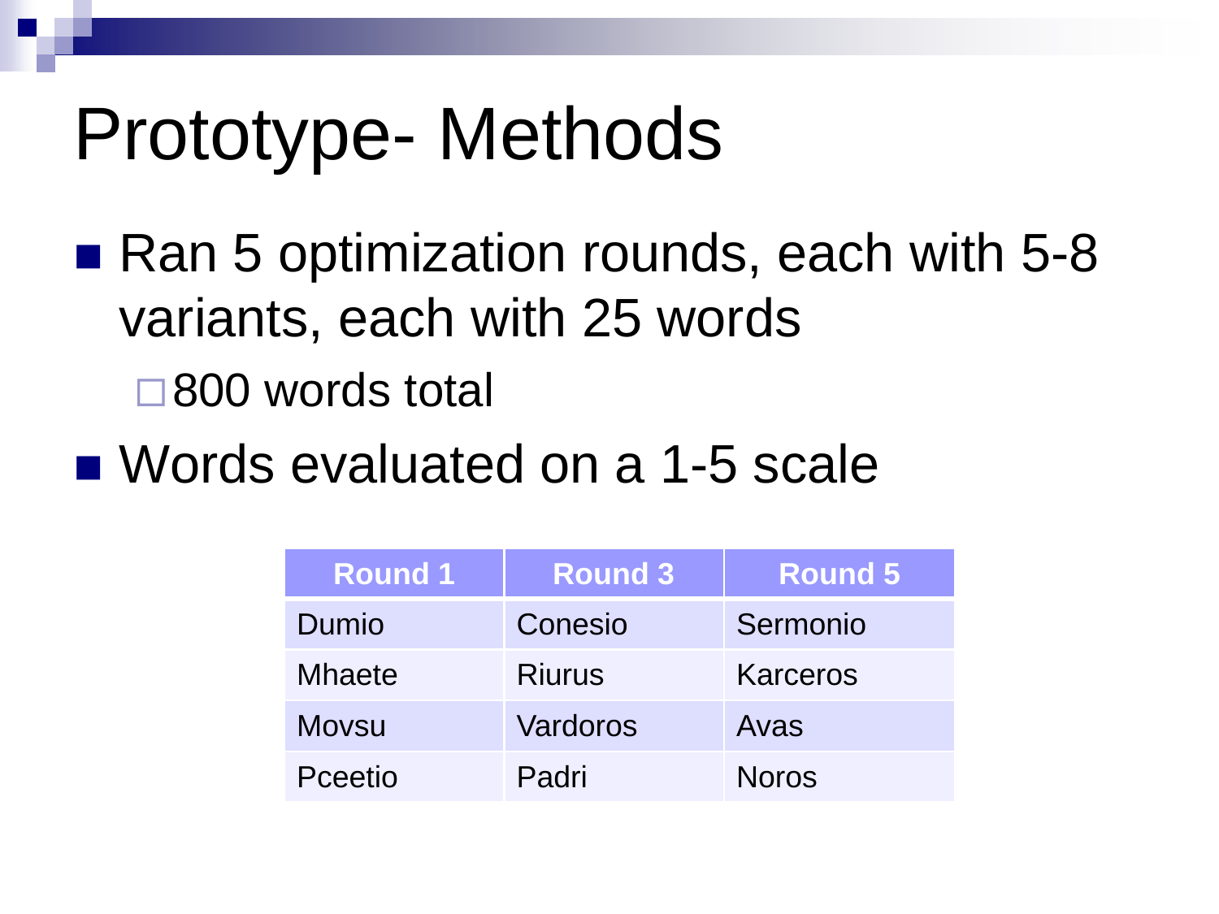# Prototype- Methods

- Ran 5 optimization rounds, each with 5-8 variants, each with 25 words
  - 800 words total
- Words evaluated on a 1-5 scale

| Round 1 | Round 3 | Round 5 |
|---|---|---|
| Dumio | Conesio | Sermonio |
| Mhaete | Riurus | Karceros |
| Movsu | Vardoros | Avas |
| Pceetio | Padri | Noros |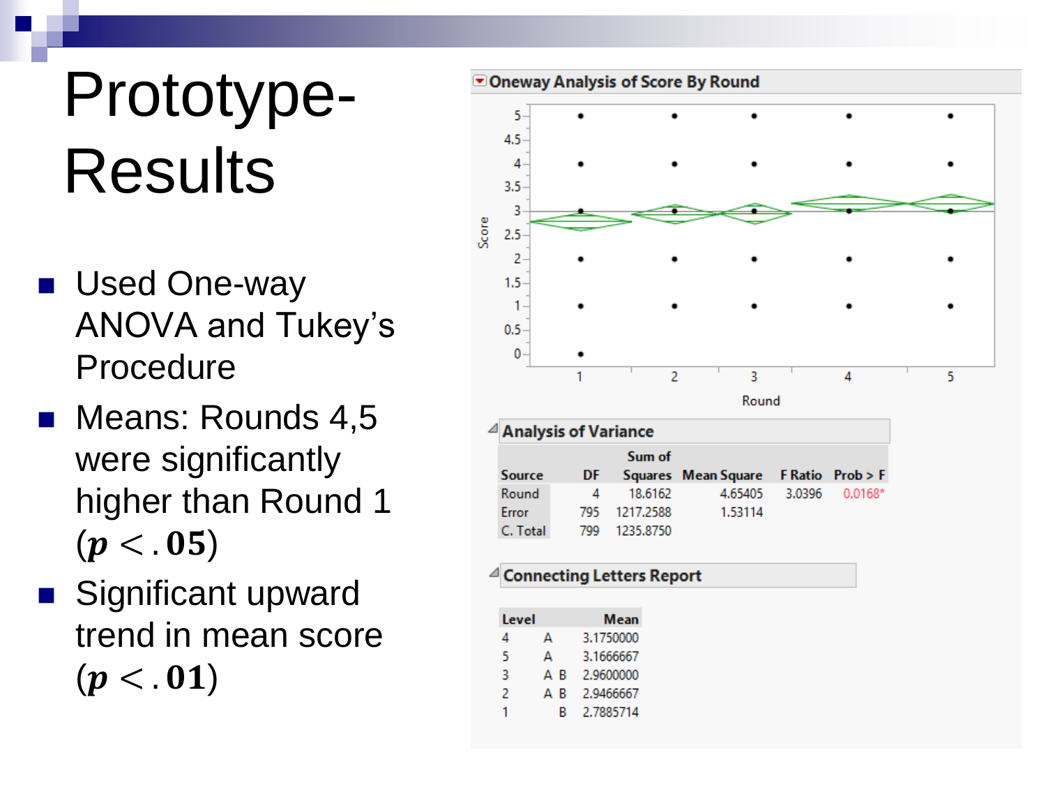# Prototype-Results

- Used One-way ANOVA and Tukey's Procedure
- Means: Rounds 4,5 were significantly higher than Round 1 ($p < .05$)
- Significant upward trend in mean score ($p < .01$)

**Oneway Analysis of Score By Round**

**Analysis of Variance**

| Source | DF | Sum of Squares | Mean Square | F Ratio | Prob > F |
|---|---|---|---|---|---|
| Round | 4 | 18.6162 | 4.65405 | 3.0396 | 0.0168* |
| Error | 795 | 1217.2588 | 1.53114 | | |
| C. Total | 799 | 1235.8750 | | | |

**Connecting Letters Report**

| Level | | | Mean |
|---|---|---|---|
| 4 | A | | 3.1750000 |
| 5 | A | | 3.1666667 |
| 3 | A | B | 2.9600000 |
| 2 | A | B | 2.9466667 |
| 1 | | B | 2.7885714 |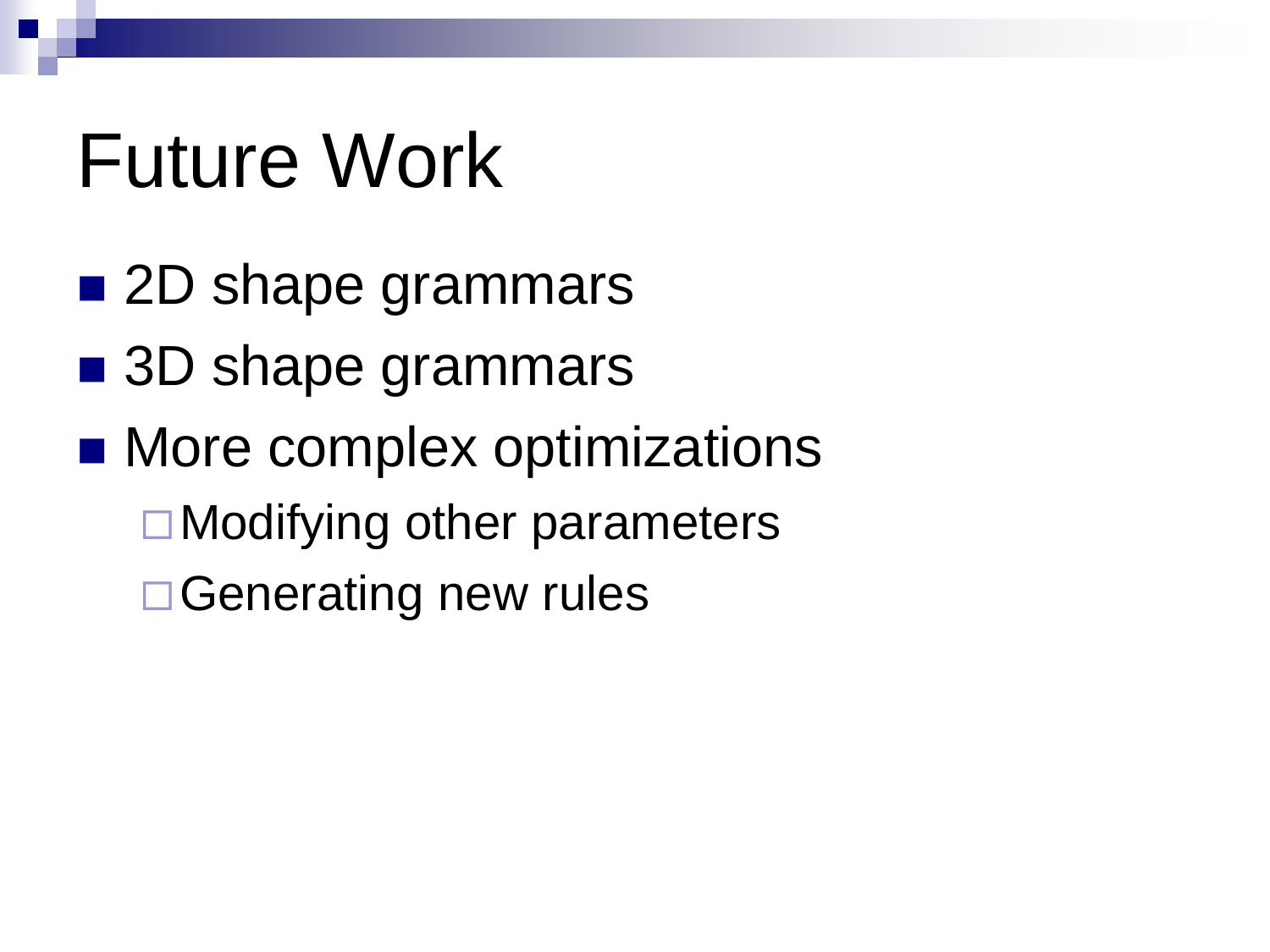# Future Work

- 2D shape grammars
- 3D shape grammars
- More complex optimizations
  - Modifying other parameters
  - Generating new rules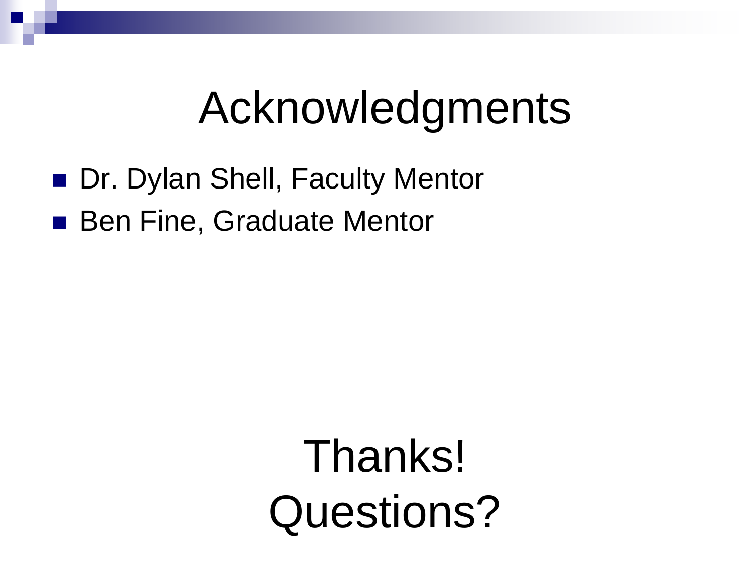# Acknowledgments

- Dr. Dylan Shell, Faculty Mentor
- Ben Fine, Graduate Mentor

Thanks!

Questions?